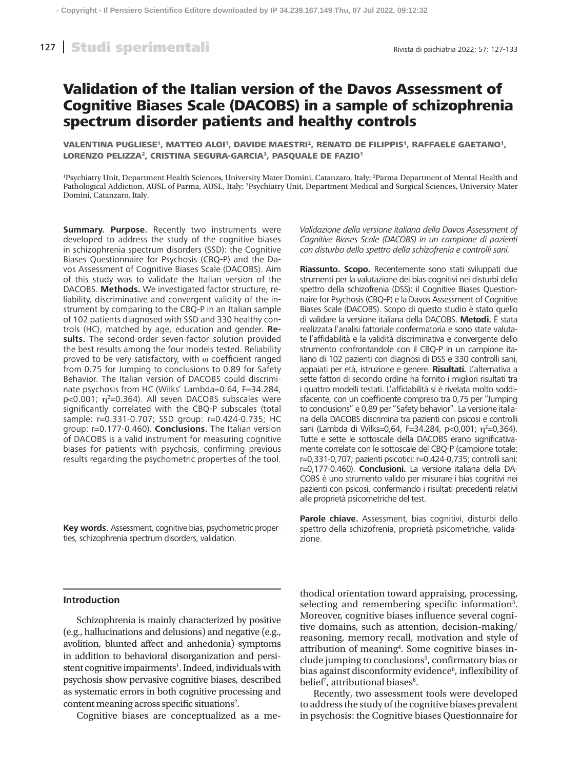# Validation of the Italian version of the Davos Assessment of Cognitive Biases Scale (DACOBS) in a sample of schizophrenia spectrum disorder patients and healthy controls

**VALENTINA PUGLIESE[1], MATTEO ALOI[1], DAVIDE MAESTRI[2], RENATO DE FILIPPIS[1], RAFFAELE GAETANO[1], LORENZO PELIZZA[2], CRISTINA SEGURA-GARCIA[3], PASQUALE DE FAZIO[1]**

[1]Psychiatry Unit, Department Health Sciences, University Mater Domini, Catanzaro, Italy; [2]Parma Department of Mental Health and Pathological Addiction, AUSL of Parma, AUSL, Italy; [3]Psychiatry Unit, Department Medical and Surgical Sciences, University Mater Domini, Catanzaro, Italy.

**Summary. Purpose.** Recently two instruments were developed to address the study of the cognitive biases in schizophrenia spectrum disorders (SSD): the Cognitive Biases Questionnaire for Psychosis (CBQ-P) and the Davos Assessment of Cognitive Biases Scale (DACOBS). Aim of this study was to validate the Italian version of the DACOBS. **Methods.** We investigated factor structure, reliability, discriminative and convergent validity of the instrument by comparing to the CBQ-P in an Italian sample of 102 patients diagnosed with SSD and 330 healthy controls (HC), matched by age, education and gender. **Results.** The second-order seven-factor solution provided the best results among the four models tested. Reliability proved to be very satisfactory, with ω coefficient ranged from 0.75 for Jumping to conclusions to 0.89 for Safety Behavior. The Italian version of DACOBS could discriminate psychosis from HC (Wilks' Lambda=0.64, F=34.284, p<0.001; $\eta^2$=0.364). All seven DACOBS subscales were significantly correlated with the CBQ-P subscales (total sample: r=0.331-0.707; SSD group: r=0.424-0.735; HC group: r=0.177-0.460). **Conclusions.** The Italian version of DACOBS is a valid instrument for measuring cognitive biases for patients with psychosis, confirming previous results regarding the psychometric properties of the tool.

**Key words.** Assessment, cognitive bias, psychometric properties, schizophrenia spectrum disorders, validation.

*Validazione della versione italiana della Davos Assessment of Cognitive Biases Scale (DACOBS) in un campione di pazienti con disturbo dello spettro della schizofrenia e controlli sani.*

**Riassunto. Scopo.** Recentemente sono stati sviluppati due strumenti per la valutazione dei bias cognitivi nei disturbi dello spettro della schizofrenia (DSS): il Cognitive Biases Questionnaire for Psychosis (CBQ-P) e la Davos Assessment of Cognitive Biases Scale (DACOBS). Scopo di questo studio è stato quello di validare la versione italiana della DACOBS. **Metodi.** È stata realizzata l'analisi fattoriale confermatoria e sono state valutate l'affidabilità e la validità discriminativa e convergente dello strumento confrontandole con il CBQ-P in un campione italiano di 102 pazienti con diagnosi di DSS e 330 controlli sani, appaiati per età, istruzione e genere. **Risultati.** L'alternativa a sette fattori di secondo ordine ha fornito i migliori risultati tra i quattro modelli testati. L'affidabilità si è rivelata molto soddisfacente, con un coefficiente compreso tra 0,75 per "Jumping to conclusions" e 0,89 per "Safety behavior". La versione italiana della DACOBS discrimina tra pazienti con psicosi e controlli sani (Lambda di Wilks=0,64, F=34.284, p<0,001; $\eta^2$=0,364). Tutte e sette le sottoscale della DACOBS erano significativamente correlate con le sottoscale del CBQ-P (campione totale: r=0,331-0,707; pazienti psicotici: r=0,424-0,735; controlli sani: r=0,177-0.460). **Conclusioni.** La versione italiana della DACOBS è uno strumento valido per misurare i bias cognitivi nei pazienti con psicosi, confermando i risultati precedenti relativi alle proprietà psicometriche del test.

**Parole chiave.** Assessment, bias cognitivi, disturbi dello spettro della schizofrenia, proprietà psicometriche, validazione.

## Introduction

Schizophrenia is mainly characterized by positive (e.g., hallucinations and delusions) and negative (e.g., avolition, blunted affect and anhedonia) symptoms in addition to behavioral disorganization and persistent cognitive impairments[1]. Indeed, individuals with psychosis show pervasive cognitive biases, described as systematic errors in both cognitive processing and content meaning across specific situations[2].

Cognitive biases are conceptualized as a methodical orientation toward appraising, processing, selecting and remembering specific information[3]. Moreover, cognitive biases influence several cognitive domains, such as attention, decision-making/reasoning, memory recall, motivation and style of attribution of meaning[4]. Some cognitive biases include jumping to conclusions[5], confirmatory bias or bias against disconformity evidence[6], inflexibility of belief[7], attributional biases[8].

Recently, two assessment tools were developed to address the study of the cognitive biases prevalent in psychosis: the Cognitive biases Questionnaire for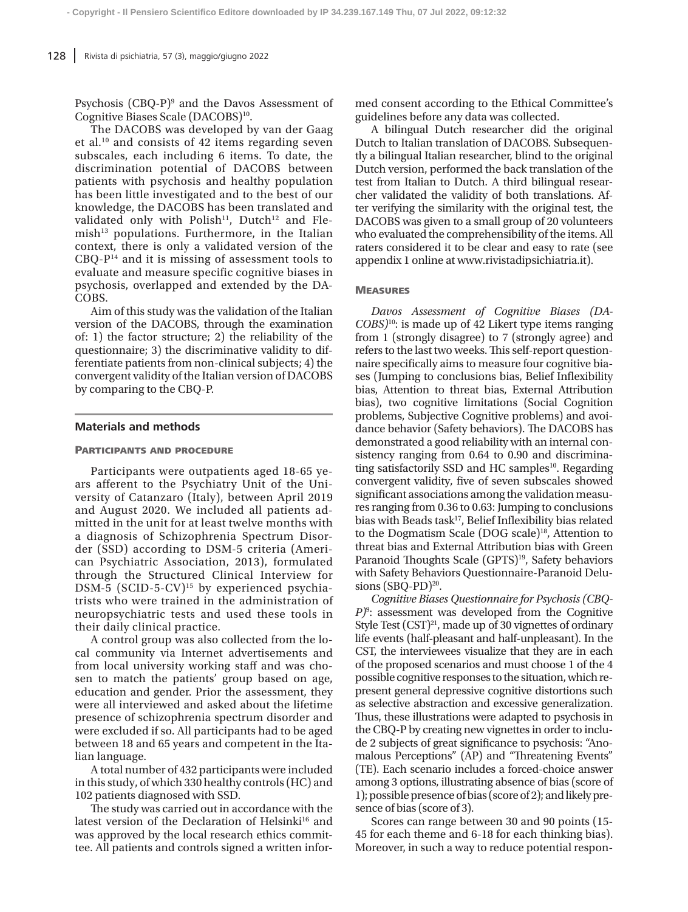Psychosis (CBQ-P)[9] and the Davos Assessment of Cognitive Biases Scale (DACOBS)[10].

The DACOBS was developed by van der Gaag et al.[10] and consists of 42 items regarding seven subscales, each including 6 items. To date, the discrimination potential of DACOBS between patients with psychosis and healthy population has been little investigated and to the best of our knowledge, the DACOBS has been translated and validated only with Polish[11], Dutch[12] and Flemish[13] populations. Furthermore, in the Italian context, there is only a validated version of the CBQ-P[14] and it is missing of assessment tools to evaluate and measure specific cognitive biases in psychosis, overlapped and extended by the DACOBS.

Aim of this study was the validation of the Italian version of the DACOBS, through the examination of: 1) the factor structure; 2) the reliability of the questionnaire; 3) the discriminative validity to differentiate patients from non-clinical subjects; 4) the convergent validity of the Italian version of DACOBS by comparing to the CBQ-P.

## Materials and methods

### Participants and procedure

Participants were outpatients aged 18-65 years afferent to the Psychiatry Unit of the University of Catanzaro (Italy), between April 2019 and August 2020. We included all patients admitted in the unit for at least twelve months with a diagnosis of Schizophrenia Spectrum Disorder (SSD) according to DSM-5 criteria (American Psychiatric Association, 2013), formulated through the Structured Clinical Interview for DSM-5 (SCID-5-CV)[15] by experienced psychiatrists who were trained in the administration of neuropsychiatric tests and used these tools in their daily clinical practice.

A control group was also collected from the local community via Internet advertisements and from local university working staff and was chosen to match the patients' group based on age, education and gender. Prior the assessment, they were all interviewed and asked about the lifetime presence of schizophrenia spectrum disorder and were excluded if so. All participants had to be aged between 18 and 65 years and competent in the Italian language.

A total number of 432 participants were included in this study, of which 330 healthy controls (HC) and 102 patients diagnosed with SSD.

The study was carried out in accordance with the latest version of the Declaration of Helsinki[16] and was approved by the local research ethics committee. All patients and controls signed a written informed consent according to the Ethical Committee's guidelines before any data was collected.

A bilingual Dutch researcher did the original Dutch to Italian translation of DACOBS. Subsequently a bilingual Italian researcher, blind to the original Dutch version, performed the back translation of the test from Italian to Dutch. A third bilingual researcher validated the validity of both translations. After verifying the similarity with the original test, the DACOBS was given to a small group of 20 volunteers who evaluated the comprehensibility of the items. All raters considered it to be clear and easy to rate (see appendix 1 online at www.rivistadipsichiatria.it).

### Measures

*Davos Assessment of Cognitive Biases (DACOBS)*[10]: is made up of 42 Likert type items ranging from 1 (strongly disagree) to 7 (strongly agree) and refers to the last two weeks. This self-report questionnaire specifically aims to measure four cognitive biases (Jumping to conclusions bias, Belief Inflexibility bias, Attention to threat bias, External Attribution bias), two cognitive limitations (Social Cognition problems, Subjective Cognitive problems) and avoidance behavior (Safety behaviors). The DACOBS has demonstrated a good reliability with an internal consistency ranging from 0.64 to 0.90 and discriminating satisfactorily SSD and HC samples[10]. Regarding convergent validity, five of seven subscales showed significant associations among the validation measures ranging from 0.36 to 0.63: Jumping to conclusions bias with Beads task[17], Belief Inflexibility bias related to the Dogmatism Scale (DOG scale)[18], Attention to threat bias and External Attribution bias with Green Paranoid Thoughts Scale (GPTS)[19], Safety behaviors with Safety Behaviors Questionnaire-Paranoid Delusions (SBQ-PD)[20].

*Cognitive Biases Questionnaire for Psychosis (CBQ-P)*[9]: assessment was developed from the Cognitive Style Test (CST)[21], made up of 30 vignettes of ordinary life events (half-pleasant and half-unpleasant). In the CST, the interviewees visualize that they are in each of the proposed scenarios and must choose 1 of the 4 possible cognitive responses to the situation, which represent general depressive cognitive distortions such as selective abstraction and excessive generalization. Thus, these illustrations were adapted to psychosis in the CBQ-P by creating new vignettes in order to include 2 subjects of great significance to psychosis: "Anomalous Perceptions" (AP) and "Threatening Events" (TE). Each scenario includes a forced-choice answer among 3 options, illustrating absence of bias (score of 1); possible presence of bias (score of 2); and likely presence of bias (score of 3).

Scores can range between 30 and 90 points (15-45 for each theme and 6-18 for each thinking bias). Moreover, in such a way to reduce potential respon-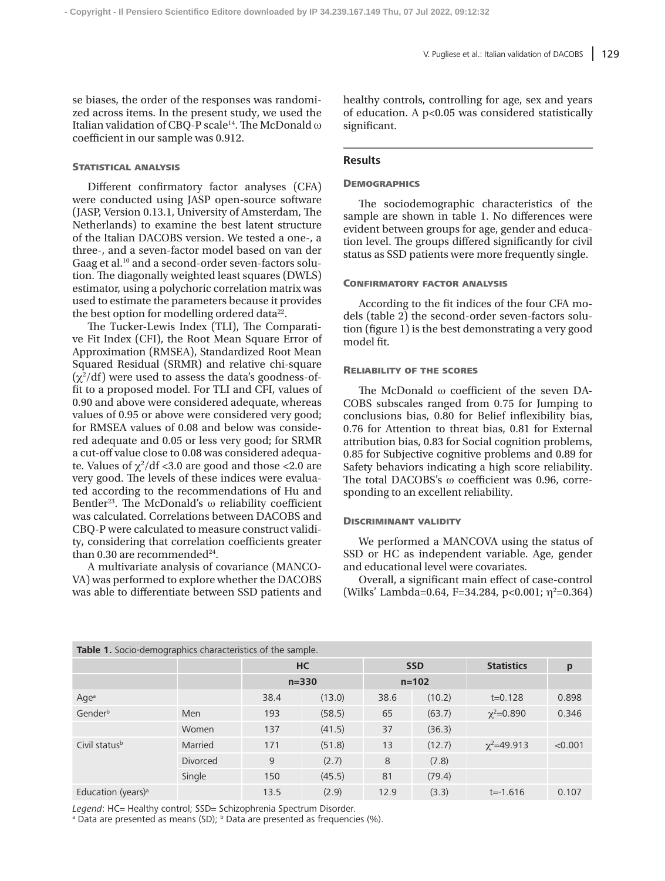se biases, the order of the responses was randomized across items. In the present study, we used the Italian validation of CBQ-P scale[14]. The McDonald ω coefficient in our sample was 0.912.

### Statistical analysis

Different confirmatory factor analyses (CFA) were conducted using JASP open-source software (JASP, Version 0.13.1, University of Amsterdam, The Netherlands) to examine the best latent structure of the Italian DACOBS version. We tested a one-, a three-, and a seven-factor model based on van der Gaag et al.[10] and a second-order seven-factors solution. The diagonally weighted least squares (DWLS) estimator, using a polychoric correlation matrix was used to estimate the parameters because it provides the best option for modelling ordered data[22].

The Tucker-Lewis Index (TLI), The Comparative Fit Index (CFI), the Root Mean Square Error of Approximation (RMSEA), Standardized Root Mean Squared Residual (SRMR) and relative chi-square ($\chi^2$/df) were used to assess the data's goodness-of-fit to a proposed model. For TLI and CFI, values of 0.90 and above were considered adequate, whereas values of 0.95 or above were considered very good; for RMSEA values of 0.08 and below was considered adequate and 0.05 or less very good; for SRMR a cut-off value close to 0.08 was considered adequate. Values of $\chi^2$/df <3.0 are good and those <2.0 are very good. The levels of these indices were evaluated according to the recommendations of Hu and Bentler[23]. The McDonald's ω reliability coefficient was calculated. Correlations between DACOBS and CBQ-P were calculated to measure construct validity, considering that correlation coefficients greater than 0.30 are recommended[24].

A multivariate analysis of covariance (MANCOVA) was performed to explore whether the DACOBS was able to differentiate between SSD patients and healthy controls, controlling for age, sex and years of education. A p<0.05 was considered statistically significant.

## Results

### Demographics

The sociodemographic characteristics of the sample are shown in table 1. No differences were evident between groups for age, gender and education level. The groups differed significantly for civil status as SSD patients were more frequently single.

### Confirmatory factor analysis

According to the fit indices of the four CFA models (table 2) the second-order seven-factors solution (figure 1) is the best demonstrating a very good model fit.

### Reliability of the scores

The McDonald ω coefficient of the seven DACOBS subscales ranged from 0.75 for Jumping to conclusions bias, 0.80 for Belief inflexibility bias, 0.76 for Attention to threat bias, 0.81 for External attribution bias, 0.83 for Social cognition problems, 0.85 for Subjective cognitive problems and 0.89 for Safety behaviors indicating a high score reliability. The total DACOBS's ω coefficient was 0.96, corresponding to an excellent reliability.

### Discriminant validity

We performed a MANCOVA using the status of SSD or HC as independent variable. Age, gender and educational level were covariates.

Overall, a significant main effect of case-control (Wilks' Lambda=0.64, F=34.284, p<0.001; $\eta^2$=0.364)

**Table 1.** Socio-demographics characteristics of the sample.

| | | HC | | SSD | | Statistics | p |
|---|---|---|---|---|---|---|---|
| | | n=330 | | n=102 | | | |
| Age[a] | | 38.4 | (13.0) | 38.6 | (10.2) | t=0.128 | 0.898 |
| Gender[b] | Men | 193 | (58.5) | 65 | (63.7) | $\chi^2$=0.890 | 0.346 |
| | Women | 137 | (41.5) | 37 | (36.3) | | |
| Civil status[b] | Married | 171 | (51.8) | 13 | (12.7) | $\chi^2$=49.913 | <0.001 |
| | Divorced | 9 | (2.7) | 8 | (7.8) | | |
| | Single | 150 | (45.5) | 81 | (79.4) | | |
| Education (years)[a] | | 13.5 | (2.9) | 12.9 | (3.3) | t=-1.616 | 0.107 |

*Legend*: HC= Healthy control; SSD= Schizophrenia Spectrum Disorder.
[a] Data are presented as means (SD); [b] Data are presented as frequencies (%).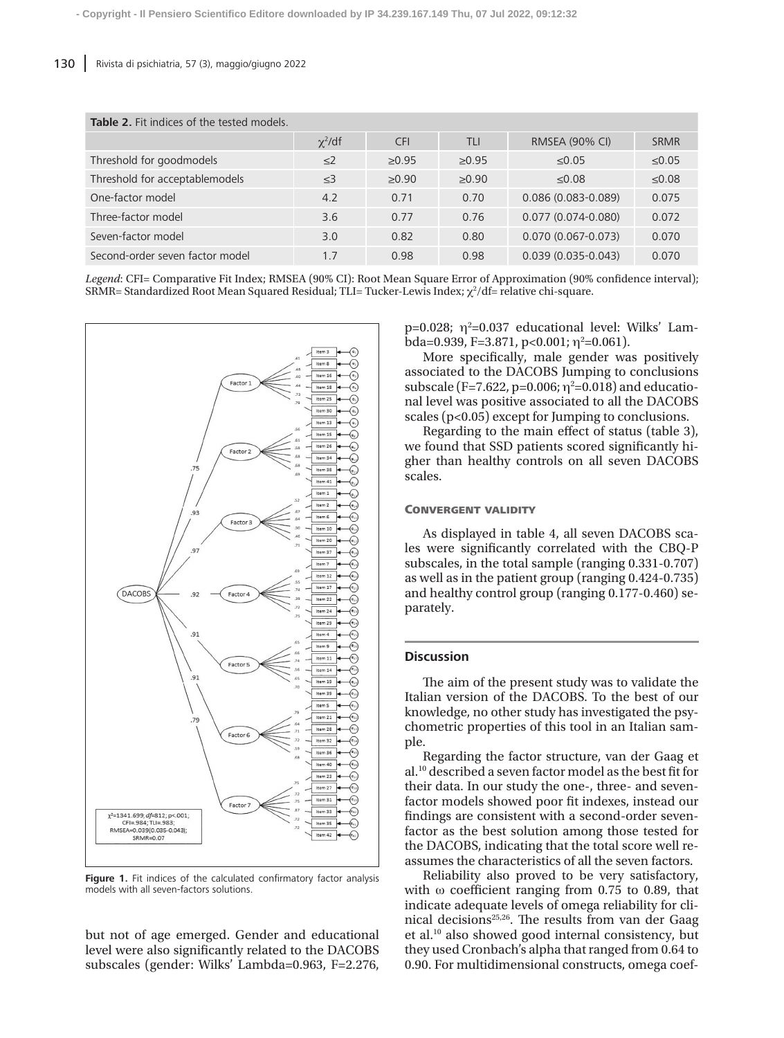**Table 2.** Fit indices of the tested models.

| | $\chi^2$/df | CFI | TLI | RMSEA (90% CI) | SRMR |
|---|---|---|---|---|---|
| Threshold for goodmodels | ≤2 | ≥0.95 | ≥0.95 | ≤0.05 | ≤0.05 |
| Threshold for acceptablemodels | ≤3 | ≥0.90 | ≥0.90 | ≤0.08 | ≤0.08 |
| One-factor model | 4.2 | 0.71 | 0.70 | 0.086 (0.083-0.089) | 0.075 |
| Three-factor model | 3.6 | 0.77 | 0.76 | 0.077 (0.074-0.080) | 0.072 |
| Seven-factor model | 3.0 | 0.82 | 0.80 | 0.070 (0.067-0.073) | 0.070 |
| Second-order seven factor model | 1.7 | 0.98 | 0.98 | 0.039 (0.035-0.043) | 0.070 |

*Legend*: CFI= Comparative Fit Index; RMSEA (90% CI): Root Mean Square Error of Approximation (90% confidence interval); SRMR= Standardized Root Mean Squared Residual; TLI= Tucker-Lewis Index; $\chi^2$/df= relative chi-square.

**Figure 1.** Fit indices of the calculated confirmatory factor analysis models with all seven-factors solutions.

but not of age emerged. Gender and educational level were also significantly related to the DACOBS subscales (gender: Wilks' Lambda=0.963, F=2.276, p=0.028; $\eta^2$=0.037 educational level: Wilks' Lambda=0.939, F=3.871, p<0.001; $\eta^2$=0.061).

More specifically, male gender was positively associated to the DACOBS Jumping to conclusions subscale (F=7.622, p=0.006; $\eta^2$=0.018) and educational level was positive associated to all the DACOBS scales (p<0.05) except for Jumping to conclusions.

Regarding to the main effect of status (table 3), we found that SSD patients scored significantly higher than healthy controls on all seven DACOBS scales.

### Convergent validity

As displayed in table 4, all seven DACOBS scales were significantly correlated with the CBQ-P subscales, in the total sample (ranging 0.331-0.707) as well as in the patient group (ranging 0.424-0.735) and healthy control group (ranging 0.177-0.460) separately.

## Discussion

The aim of the present study was to validate the Italian version of the DACOBS. To the best of our knowledge, no other study has investigated the psychometric properties of this tool in an Italian sample.

Regarding the factor structure, van der Gaag et al.[10] described a seven factor model as the best fit for their data. In our study the one-, three- and seven-factor models showed poor fit indexes, instead our findings are consistent with a second-order seven-factor as the best solution among those tested for the DACOBS, indicating that the total score well reassumes the characteristics of all the seven factors.

Reliability also proved to be very satisfactory, with ω coefficient ranging from 0.75 to 0.89, that indicate adequate levels of omega reliability for clinical decisions[25,26]. The results from van der Gaag et al.[10] also showed good internal consistency, but they used Cronbach's alpha that ranged from 0.64 to 0.90. For multidimensional constructs, omega coef-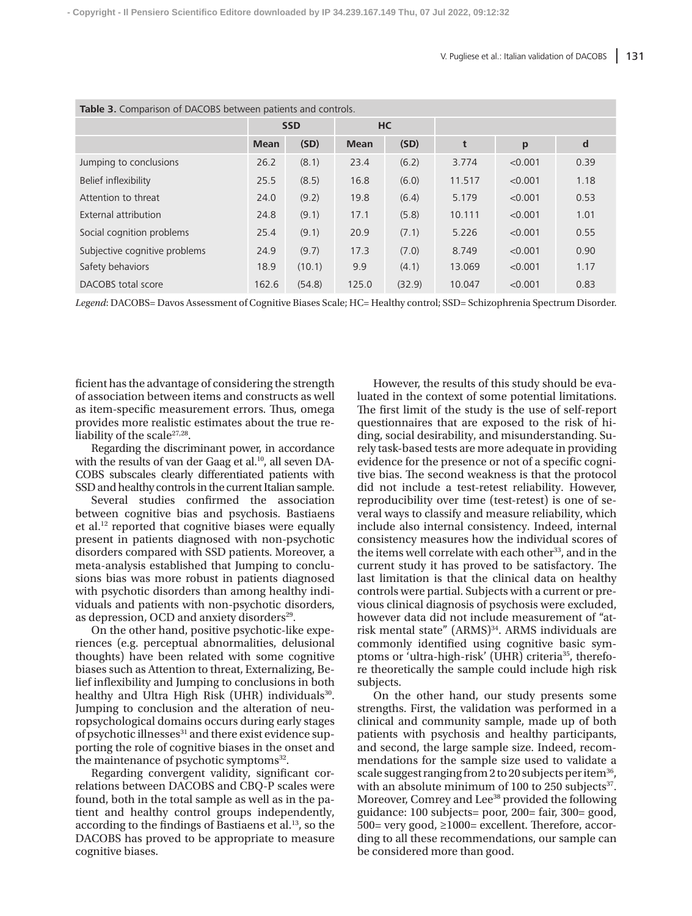**Table 3.** Comparison of DACOBS between patients and controls.

| | SSD | | HC | | | | |
|---|---|---|---|---|---|---|---|
| | Mean | (SD) | Mean | (SD) | t | p | d |
| Jumping to conclusions | 26.2 | (8.1) | 23.4 | (6.2) | 3.774 | <0.001 | 0.39 |
| Belief inflexibility | 25.5 | (8.5) | 16.8 | (6.0) | 11.517 | <0.001 | 1.18 |
| Attention to threat | 24.0 | (9.2) | 19.8 | (6.4) | 5.179 | <0.001 | 0.53 |
| External attribution | 24.8 | (9.1) | 17.1 | (5.8) | 10.111 | <0.001 | 1.01 |
| Social cognition problems | 25.4 | (9.1) | 20.9 | (7.1) | 5.226 | <0.001 | 0.55 |
| Subjective cognitive problems | 24.9 | (9.7) | 17.3 | (7.0) | 8.749 | <0.001 | 0.90 |
| Safety behaviors | 18.9 | (10.1) | 9.9 | (4.1) | 13.069 | <0.001 | 1.17 |
| DACOBS total score | 162.6 | (54.8) | 125.0 | (32.9) | 10.047 | <0.001 | 0.83 |

*Legend*: DACOBS= Davos Assessment of Cognitive Biases Scale; HC= Healthy control; SSD= Schizophrenia Spectrum Disorder.

ficient has the advantage of considering the strength of association between items and constructs as well as item-specific measurement errors. Thus, omega provides more realistic estimates about the true reliability of the scale[27,28].

Regarding the discriminant power, in accordance with the results of van der Gaag et al.[10], all seven DACOBS subscales clearly differentiated patients with SSD and healthy controls in the current Italian sample.

Several studies confirmed the association between cognitive bias and psychosis. Bastiaens et al.[12] reported that cognitive biases were equally present in patients diagnosed with non-psychotic disorders compared with SSD patients. Moreover, a meta-analysis established that Jumping to conclusions bias was more robust in patients diagnosed with psychotic disorders than among healthy individuals and patients with non-psychotic disorders, as depression, OCD and anxiety disorders[29].

On the other hand, positive psychotic-like experiences (e.g. perceptual abnormalities, delusional thoughts) have been related with some cognitive biases such as Attention to threat, Externalizing, Belief inflexibility and Jumping to conclusions in both healthy and Ultra High Risk (UHR) individuals[30]. Jumping to conclusion and the alteration of neuropsychological domains occurs during early stages of psychotic illnesses[31] and there exist evidence supporting the role of cognitive biases in the onset and the maintenance of psychotic symptoms[32].

Regarding convergent validity, significant correlations between DACOBS and CBQ-P scales were found, both in the total sample as well as in the patient and healthy control groups independently, according to the findings of Bastiaens et al.[13], so the DACOBS has proved to be appropriate to measure cognitive biases.

However, the results of this study should be evaluated in the context of some potential limitations. The first limit of the study is the use of self-report questionnaires that are exposed to the risk of hiding, social desirability, and misunderstanding. Surely task-based tests are more adequate in providing evidence for the presence or not of a specific cognitive bias. The second weakness is that the protocol did not include a test-retest reliability. However, reproducibility over time (test-retest) is one of several ways to classify and measure reliability, which include also internal consistency. Indeed, internal consistency measures how the individual scores of the items well correlate with each other[33], and in the current study it has proved to be satisfactory. The last limitation is that the clinical data on healthy controls were partial. Subjects with a current or previous clinical diagnosis of psychosis were excluded, however data did not include measurement of "at-risk mental state" (ARMS)[34]. ARMS individuals are commonly identified using cognitive basic symptoms or 'ultra-high-risk' (UHR) criteria[35], therefore theoretically the sample could include high risk subjects.

On the other hand, our study presents some strengths. First, the validation was performed in a clinical and community sample, made up of both patients with psychosis and healthy participants, and second, the large sample size. Indeed, recommendations for the sample size used to validate a scale suggest ranging from 2 to 20 subjects per item[36], with an absolute minimum of 100 to 250 subjects[37]. Moreover, Comrey and Lee[38] provided the following guidance: 100 subjects= poor, 200= fair, 300= good, 500= very good, ≥1000= excellent. Therefore, according to all these recommendations, our sample can be considered more than good.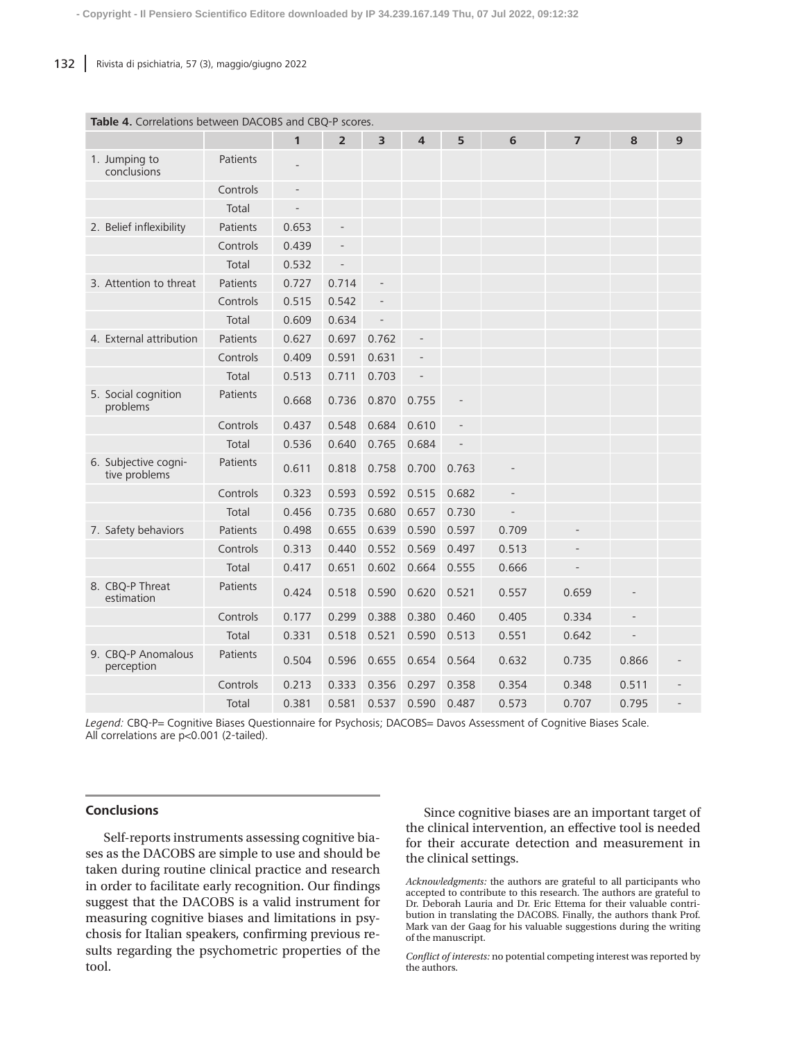**Table 4.** Correlations between DACOBS and CBQ-P scores.

| | | 1 | 2 | 3 | 4 | 5 | 6 | 7 | 8 | 9 |
|---|---|---|---|---|---|---|---|---|---|---|
| 1. Jumping to conclusions | Patients | - | | | | | | | | |
| | Controls | - | | | | | | | | |
| | Total | - | | | | | | | | |
| 2. Belief inflexibility | Patients | 0.653 | - | | | | | | | |
| | Controls | 0.439 | - | | | | | | | |
| | Total | 0.532 | - | | | | | | | |
| 3. Attention to threat | Patients | 0.727 | 0.714 | - | | | | | | |
| | Controls | 0.515 | 0.542 | - | | | | | | |
| | Total | 0.609 | 0.634 | - | | | | | | |
| 4. External attribution | Patients | 0.627 | 0.697 | 0.762 | - | | | | | |
| | Controls | 0.409 | 0.591 | 0.631 | - | | | | | |
| | Total | 0.513 | 0.711 | 0.703 | - | | | | | |
| 5. Social cognition problems | Patients | 0.668 | 0.736 | 0.870 | 0.755 | - | | | | |
| | Controls | 0.437 | 0.548 | 0.684 | 0.610 | - | | | | |
| | Total | 0.536 | 0.640 | 0.765 | 0.684 | - | | | | |
| 6. Subjective cognitive problems | Patients | 0.611 | 0.818 | 0.758 | 0.700 | 0.763 | - | | | |
| | Controls | 0.323 | 0.593 | 0.592 | 0.515 | 0.682 | - | | | |
| | Total | 0.456 | 0.735 | 0.680 | 0.657 | 0.730 | - | | | |
| 7. Safety behaviors | Patients | 0.498 | 0.655 | 0.639 | 0.590 | 0.597 | 0.709 | - | | |
| | Controls | 0.313 | 0.440 | 0.552 | 0.569 | 0.497 | 0.513 | - | | |
| | Total | 0.417 | 0.651 | 0.602 | 0.664 | 0.555 | 0.666 | - | | |
| 8. CBQ-P Threat estimation | Patients | 0.424 | 0.518 | 0.590 | 0.620 | 0.521 | 0.557 | 0.659 | - | |
| | Controls | 0.177 | 0.299 | 0.388 | 0.380 | 0.460 | 0.405 | 0.334 | - | |
| | Total | 0.331 | 0.518 | 0.521 | 0.590 | 0.513 | 0.551 | 0.642 | - | |
| 9. CBQ-P Anomalous perception | Patients | 0.504 | 0.596 | 0.655 | 0.654 | 0.564 | 0.632 | 0.735 | 0.866 | - |
| | Controls | 0.213 | 0.333 | 0.356 | 0.297 | 0.358 | 0.354 | 0.348 | 0.511 | - |
| | Total | 0.381 | 0.581 | 0.537 | 0.590 | 0.487 | 0.573 | 0.707 | 0.795 | - |

*Legend:* CBQ-P= Cognitive Biases Questionnaire for Psychosis; DACOBS= Davos Assessment of Cognitive Biases Scale. All correlations are p<0.001 (2-tailed).

## Conclusions

Self-reports instruments assessing cognitive biases as the DACOBS are simple to use and should be taken during routine clinical practice and research in order to facilitate early recognition. Our findings suggest that the DACOBS is a valid instrument for measuring cognitive biases and limitations in psychosis for Italian speakers, confirming previous results regarding the psychometric properties of the tool.

Since cognitive biases are an important target of the clinical intervention, an effective tool is needed for their accurate detection and measurement in the clinical settings.

*Acknowledgments:* the authors are grateful to all participants who accepted to contribute to this research. The authors are grateful to Dr. Deborah Lauria and Dr. Eric Ettema for their valuable contribution in translating the DACOBS. Finally, the authors thank Prof. Mark van der Gaag for his valuable suggestions during the writing of the manuscript.

*Conflict of interests:* no potential competing interest was reported by the authors.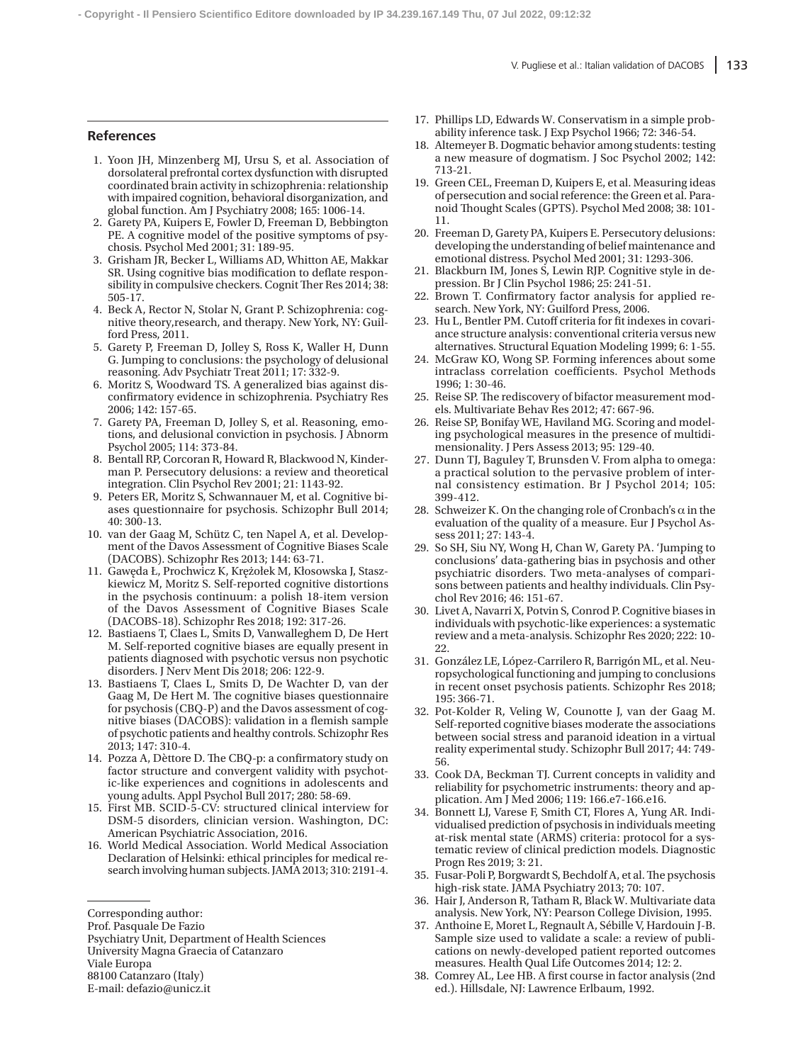## References

1. Yoon JH, Minzenberg MJ, Ursu S, et al. Association of dorsolateral prefrontal cortex dysfunction with disrupted coordinated brain activity in schizophrenia: relationship with impaired cognition, behavioral disorganization, and global function. Am J Psychiatry 2008; 165: 1006-14.
2. Garety PA, Kuipers E, Fowler D, Freeman D, Bebbington PE. A cognitive model of the positive symptoms of psychosis. Psychol Med 2001; 31: 189-95.
3. Grisham JR, Becker L, Williams AD, Whitton AE, Makkar SR. Using cognitive bias modification to deflate responsibility in compulsive checkers. Cognit Ther Res 2014; 38: 505-17.
4. Beck A, Rector N, Stolar N, Grant P. Schizophrenia: cognitive theory,research, and therapy. New York, NY: Guilford Press, 2011.
5. Garety P, Freeman D, Jolley S, Ross K, Waller H, Dunn G. Jumping to conclusions: the psychology of delusional reasoning. Adv Psychiatr Treat 2011; 17: 332-9.
6. Moritz S, Woodward TS. A generalized bias against disconfirmatory evidence in schizophrenia. Psychiatry Res 2006; 142: 157-65.
7. Garety PA, Freeman D, Jolley S, et al. Reasoning, emotions, and delusional conviction in psychosis. J Abnorm Psychol 2005; 114: 373-84.
8. Bentall RP, Corcoran R, Howard R, Blackwood N, Kinderman P. Persecutory delusions: a review and theoretical integration. Clin Psychol Rev 2001; 21: 1143-92.
9. Peters ER, Moritz S, Schwannauer M, et al. Cognitive biases questionnaire for psychosis. Schizophr Bull 2014; 40: 300-13.
10. van der Gaag M, Schütz C, ten Napel A, et al. Development of the Davos Assessment of Cognitive Biases Scale (DACOBS). Schizophr Res 2013; 144: 63-71.
11. Gawęda Ł, Prochwicz K, Krężołek M, Kłosowska J, Staszkiewicz M, Moritz S. Self-reported cognitive distortions in the psychosis continuum: a polish 18-item version of the Davos Assessment of Cognitive Biases Scale (DACOBS-18). Schizophr Res 2018; 192: 317-26.
12. Bastiaens T, Claes L, Smits D, Vanwalleghem D, De Hert M. Self-reported cognitive biases are equally present in patients diagnosed with psychotic versus non psychotic disorders. J Nerv Ment Dis 2018; 206: 122-9.
13. Bastiaens T, Claes L, Smits D, De Wachter D, van der Gaag M, De Hert M. The cognitive biases questionnaire for psychosis (CBQ-P) and the Davos assessment of cognitive biases (DACOBS): validation in a flemish sample of psychotic patients and healthy controls. Schizophr Res 2013; 147: 310-4.
14. Pozza A, Dèttore D. The CBQ-p: a confirmatory study on factor structure and convergent validity with psychotic-like experiences and cognitions in adolescents and young adults. Appl Psychol Bull 2017; 280: 58-69.
15. First MB. SCID-5-CV: structured clinical interview for DSM-5 disorders, clinician version. Washington, DC: American Psychiatric Association, 2016.
16. World Medical Association. World Medical Association Declaration of Helsinki: ethical principles for medical research involving human subjects. JAMA 2013; 310: 2191-4.
17. Phillips LD, Edwards W. Conservatism in a simple probability inference task. J Exp Psychol 1966; 72: 346-54.
18. Altemeyer B. Dogmatic behavior among students: testing a new measure of dogmatism. J Soc Psychol 2002; 142: 713-21.
19. Green CEL, Freeman D, Kuipers E, et al. Measuring ideas of persecution and social reference: the Green et al. Paranoid Thought Scales (GPTS). Psychol Med 2008; 38: 101-11.
20. Freeman D, Garety PA, Kuipers E. Persecutory delusions: developing the understanding of belief maintenance and emotional distress. Psychol Med 2001; 31: 1293-306.
21. Blackburn IM, Jones S, Lewin RJP. Cognitive style in depression. Br J Clin Psychol 1986; 25: 241-51.
22. Brown T. Confirmatory factor analysis for applied research. New York, NY: Guilford Press, 2006.
23. Hu L, Bentler PM. Cutoff criteria for fit indexes in covariance structure analysis: conventional criteria versus new alternatives. Structural Equation Modeling 1999; 6: 1-55.
24. McGraw KO, Wong SP. Forming inferences about some intraclass correlation coefficients. Psychol Methods 1996; 1: 30-46.
25. Reise SP. The rediscovery of bifactor measurement models. Multivariate Behav Res 2012; 47: 667-96.
26. Reise SP, Bonifay WE, Haviland MG. Scoring and modeling psychological measures in the presence of multidimensionality. J Pers Assess 2013; 95: 129-40.
27. Dunn TJ, Baguley T, Brunsden V. From alpha to omega: a practical solution to the pervasive problem of internal consistency estimation. Br J Psychol 2014; 105: 399-412.
28. Schweizer K. On the changing role of Cronbach's $\alpha$ in the evaluation of the quality of a measure. Eur J Psychol Assess 2011; 27: 143-4.
29. So SH, Siu NY, Wong H, Chan W, Garety PA. 'Jumping to conclusions' data-gathering bias in psychosis and other psychiatric disorders. Two meta-analyses of comparisons between patients and healthy individuals. Clin Psychol Rev 2016; 46: 151-67.
30. Livet A, Navarri X, Potvin S, Conrod P. Cognitive biases in individuals with psychotic-like experiences: a systematic review and a meta-analysis. Schizophr Res 2020; 222: 10-22.
31. González LE, López-Carrilero R, Barrigón ML, et al. Neuropsychological functioning and jumping to conclusions in recent onset psychosis patients. Schizophr Res 2018; 195: 366-71.
32. Pot-Kolder R, Veling W, Counotte J, van der Gaag M. Self-reported cognitive biases moderate the associations between social stress and paranoid ideation in a virtual reality experimental study. Schizophr Bull 2017; 44: 749-56.
33. Cook DA, Beckman TJ. Current concepts in validity and reliability for psychometric instruments: theory and application. Am J Med 2006; 119: 166.e7-166.e16.
34. Bonnett LJ, Varese F, Smith CT, Flores A, Yung AR. Individualised prediction of psychosis in individuals meeting at-risk mental state (ARMS) criteria: protocol for a systematic review of clinical prediction models. Diagnostic Progn Res 2019; 3: 21.
35. Fusar-Poli P, Borgwardt S, Bechdolf A, et al. The psychosis high-risk state. JAMA Psychiatry 2013; 70: 107.
36. Hair J, Anderson R, Tatham R, Black W. Multivariate data analysis. New York, NY: Pearson College Division, 1995.
37. Anthoine E, Moret L, Regnault A, Sébille V, Hardouin J-B. Sample size used to validate a scale: a review of publications on newly-developed patient reported outcomes measures. Health Qual Life Outcomes 2014; 12: 2.
38. Comrey AL, Lee HB. A first course in factor analysis (2nd ed.). Hillsdale, NJ: Lawrence Erlbaum, 1992.

Corresponding author:
Prof. Pasquale De Fazio
Psychiatry Unit, Department of Health Sciences
University Magna Graecia of Catanzaro
Viale Europa
88100 Catanzaro (Italy)
E-mail: defazio@unicz.it